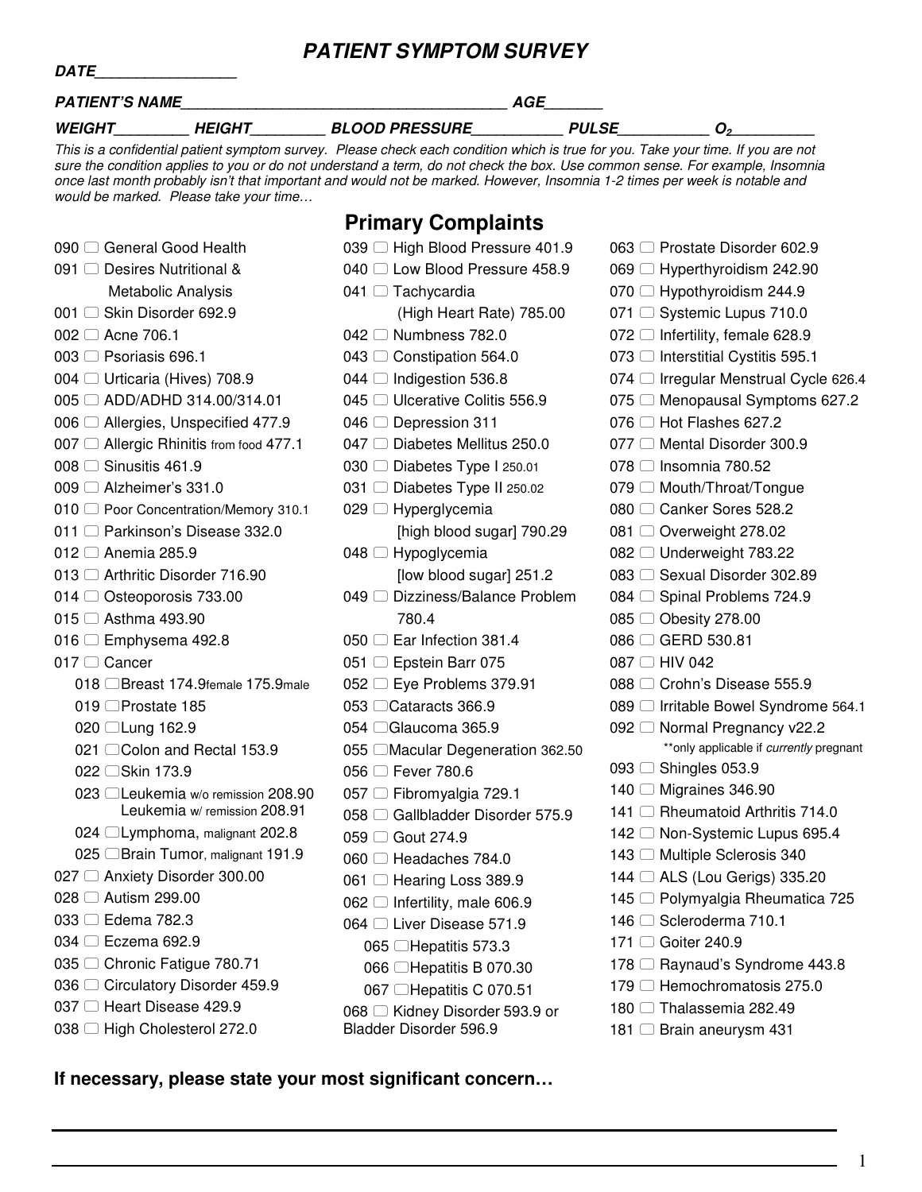# PATIENT SYMPTOM SURVEY

***DATE*****________________**

***PATIENT'S NAME*****______________________________________** ***AGE*****_______**

***WEIGHT*****_________** ***HEIGHT*****_________** ***BLOOD PRESSURE*****___________** ***PULSE*****___________** ***$O_2$*****__________**

*This is a confidential patient symptom survey. Please check each condition which is true for you. Take your time. If you are not sure the condition applies to you or do not understand a term, do not check the box. Use common sense. For example, Insomnia once last month probably isn't that important and would not be marked. However, Insomnia 1-2 times per week is notable and would be marked. Please take your time…*

## Primary Complaints

- 090 ☐ General Good Health
- 091 ☐ Desires Nutritional & Metabolic Analysis
- 001 ☐ Skin Disorder 692.9
- 002 ☐ Acne 706.1
- 003 ☐ Psoriasis 696.1
- 004 ☐ Urticaria (Hives) 708.9
- 005 ☐ ADD/ADHD 314.00/314.01
- 006 ☐ Allergies, Unspecified 477.9
- 007 ☐ Allergic Rhinitis from food 477.1
- 008 ☐ Sinusitis 461.9
- 009 ☐ Alzheimer's 331.0
- 010 ☐ Poor Concentration/Memory 310.1
- 011 ☐ Parkinson's Disease 332.0
- 012 ☐ Anemia 285.9
- 013 ☐ Arthritic Disorder 716.90
- 014 ☐ Osteoporosis 733.00
- 015 ☐ Asthma 493.90
- 016 ☐ Emphysema 492.8
- 017 ☐ Cancer
  - 018 ☐ Breast 174.9female 175.9male
  - 019 ☐ Prostate 185
  - 020 ☐ Lung 162.9
  - 021 ☐ Colon and Rectal 153.9
  - 022 ☐ Skin 173.9
  - 023 ☐ Leukemia w/o remission 208.90 Leukemia w/ remission 208.91
  - 024 ☐ Lymphoma, malignant 202.8
  - 025 ☐ Brain Tumor, malignant 191.9
- 027 ☐ Anxiety Disorder 300.00
- 028 ☐ Autism 299.00
- 033 ☐ Edema 782.3
- 034 ☐ Eczema 692.9
- 035 ☐ Chronic Fatigue 780.71
- 036 ☐ Circulatory Disorder 459.9
- 037 ☐ Heart Disease 429.9
- 038 ☐ High Cholesterol 272.0
- 039 ☐ High Blood Pressure 401.9
- 040 ☐ Low Blood Pressure 458.9
- 041 ☐ Tachycardia (High Heart Rate) 785.00
- 042 ☐ Numbness 782.0
- 043 ☐ Constipation 564.0
- 044 ☐ Indigestion 536.8
- 045 ☐ Ulcerative Colitis 556.9
- 046 ☐ Depression 311
- 047 ☐ Diabetes Mellitus 250.0
- 030 ☐ Diabetes Type I 250.01
- 031 ☐ Diabetes Type II 250.02
- 029 ☐ Hyperglycemia [high blood sugar] 790.29
- 048 ☐ Hypoglycemia [low blood sugar] 251.2
- 049 ☐ Dizziness/Balance Problem 780.4
- 050 ☐ Ear Infection 381.4
- 051 ☐ Epstein Barr 075
- 052 ☐ Eye Problems 379.91
- 053 ☐ Cataracts 366.9
- 054 ☐ Glaucoma 365.9
- 055 ☐ Macular Degeneration 362.50
- 056 ☐ Fever 780.6
- 057 ☐ Fibromyalgia 729.1
- 058 ☐ Gallbladder Disorder 575.9
- 059 ☐ Gout 274.9
- 060 ☐ Headaches 784.0
- 061 ☐ Hearing Loss 389.9
- 062 ☐ Infertility, male 606.9
- 064 ☐ Liver Disease 571.9
  - 065 ☐ Hepatitis 573.3
  - 066 ☐ Hepatitis B 070.30
  - 067 ☐ Hepatitis C 070.51
- 068 ☐ Kidney Disorder 593.9 or Bladder Disorder 596.9
- 063 ☐ Prostate Disorder 602.9
- 069 ☐ Hyperthyroidism 242.90
- 070 ☐ Hypothyroidism 244.9
- 071 ☐ Systemic Lupus 710.0
- 072 ☐ Infertility, female 628.9
- 073 ☐ Interstitial Cystitis 595.1
- 074 ☐ Irregular Menstrual Cycle 626.4
- 075 ☐ Menopausal Symptoms 627.2
- 076 ☐ Hot Flashes 627.2
- 077 ☐ Mental Disorder 300.9
- 078 ☐ Insomnia 780.52
- 079 ☐ Mouth/Throat/Tongue
- 080 ☐ Canker Sores 528.2
- 081 ☐ Overweight 278.02
- 082 ☐ Underweight 783.22
- 083 ☐ Sexual Disorder 302.89
- 084 ☐ Spinal Problems 724.9
- 085 ☐ Obesity 278.00
- 086 ☐ GERD 530.81
- 087 ☐ HIV 042
- 088 ☐ Crohn's Disease 555.9
- 089 ☐ Irritable Bowel Syndrome 564.1
- 092 ☐ Normal Pregnancy v22.2
  **only applicable if *currently* pregnant
- 093 ☐ Shingles 053.9
- 140 ☐ Migraines 346.90
- 141 ☐ Rheumatoid Arthritis 714.0
- 142 ☐ Non-Systemic Lupus 695.4
- 143 ☐ Multiple Sclerosis 340
- 144 ☐ ALS (Lou Gerigs) 335.20
- 145 ☐ Polymyalgia Rheumatica 725
- 146 ☐ Scleroderma 710.1
- 171 ☐ Goiter 240.9
- 178 ☐ Raynaud's Syndrome 443.8
- 179 ☐ Hemochromatosis 275.0
- 180 ☐ Thalassemia 282.49
- 181 ☐ Brain aneurysm 431

**If necessary, please state your most significant concern…**

______________________________________________________________________

______________________________________________________________________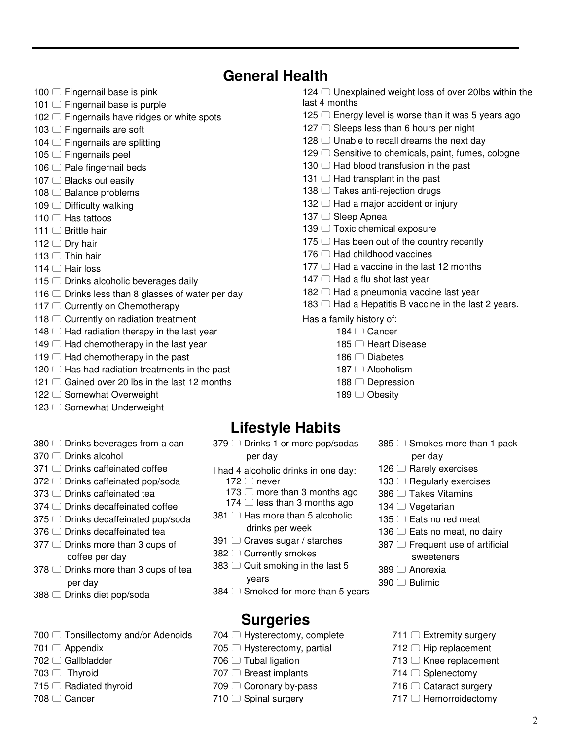## General Health

- 100 ☐ Fingernail base is pink
- 101 ☐ Fingernail base is purple
- 102 ☐ Fingernails have ridges or white spots
- 103 ☐ Fingernails are soft
- 104 ☐ Fingernails are splitting
- 105 ☐ Fingernails peel
- 106 ☐ Pale fingernail beds
- 107 ☐ Blacks out easily
- 108 ☐ Balance problems
- 109 ☐ Difficulty walking
- 110 ☐ Has tattoos
- 111 ☐ Brittle hair
- 112 ☐ Dry hair
- 113 ☐ Thin hair
- 114 ☐ Hair loss
- 115 ☐ Drinks alcoholic beverages daily
- 116 ☐ Drinks less than 8 glasses of water per day
- 117 ☐ Currently on Chemotherapy
- 118 ☐ Currently on radiation treatment
- 148 ☐ Had radiation therapy in the last year
- 149 ☐ Had chemotherapy in the last year
- 119 ☐ Had chemotherapy in the past
- 120 ☐ Has had radiation treatments in the past
- 121 ☐ Gained over 20 lbs in the last 12 months
- 122 ☐ Somewhat Overweight
- 123 ☐ Somewhat Underweight
- 124 ☐ Unexplained weight loss of over 20lbs within the last 4 months
- 125 ☐ Energy level is worse than it was 5 years ago
- 127 ☐ Sleeps less than 6 hours per night
- 128 ☐ Unable to recall dreams the next day
- 129 ☐ Sensitive to chemicals, paint, fumes, cologne
- 130 ☐ Had blood transfusion in the past
- 131 ☐ Had transplant in the past
- 138 ☐ Takes anti-rejection drugs
- 132 ☐ Had a major accident or injury
- 137 ☐ Sleep Apnea
- 139 ☐ Toxic chemical exposure
- 175 ☐ Has been out of the country recently
- 176 ☐ Had childhood vaccines
- 177 ☐ Had a vaccine in the last 12 months
- 147 ☐ Had a flu shot last year
- 182 ☐ Had a pneumonia vaccine last year
- 183 ☐ Had a Hepatitis B vaccine in the last 2 years.

Has a family history of:

- 184 ☐ Cancer
- 185 ☐ Heart Disease
- 186 ☐ Diabetes
- 187 ☐ Alcoholism
- 188 ☐ Depression
- 189 ☐ Obesity

## Lifestyle Habits

- 380 ☐ Drinks beverages from a can
- 370 ☐ Drinks alcohol
- 371 ☐ Drinks caffeinated coffee
- 372 ☐ Drinks caffeinated pop/soda
- 373 ☐ Drinks caffeinated tea
- 374 ☐ Drinks decaffeinated coffee
- 375 ☐ Drinks decaffeinated pop/soda
- 376 ☐ Drinks decaffeinated tea
- 377 ☐ Drinks more than 3 cups of coffee per day
- 378 ☐ Drinks more than 3 cups of tea per day
- 388 ☐ Drinks diet pop/soda
- 379 ☐ Drinks 1 or more pop/sodas per day

I had 4 alcoholic drinks in one day:

- 172 ☐ never
- 173 ☐ more than 3 months ago
- 174 ☐ less than 3 months ago

- 381 ☐ Has more than 5 alcoholic drinks per week
- 391 ☐ Craves sugar / starches
- 382 ☐ Currently smokes
- 383 ☐ Quit smoking in the last 5 years
- 384 ☐ Smoked for more than 5 years
- 385 ☐ Smokes more than 1 pack per day
- 126 ☐ Rarely exercises
- 133 ☐ Regularly exercises
- 386 ☐ Takes Vitamins
- 134 ☐ Vegetarian
- 135 ☐ Eats no red meat
- 136 ☐ Eats no meat, no dairy
- 387 ☐ Frequent use of artificial sweeteners
- 389 ☐ Anorexia
- 390 ☐ Bulimic

## Surgeries

- 700 ☐ Tonsillectomy and/or Adenoids
- 701 ☐ Appendix
- 702 ☐ Gallbladder
- 703 ☐ Thyroid
- 715 ☐ Radiated thyroid
- 708 ☐ Cancer
- 704 ☐ Hysterectomy, complete
- 705 ☐ Hysterectomy, partial
- 706 ☐ Tubal ligation
- 707 ☐ Breast implants
- 709 ☐ Coronary by-pass
- 710 ☐ Spinal surgery
- 711 ☐ Extremity surgery
- 712 ☐ Hip replacement
- 713 ☐ Knee replacement
- 714 ☐ Splenectomy
- 716 ☐ Cataract surgery
- 717 ☐ Hemorroidectomy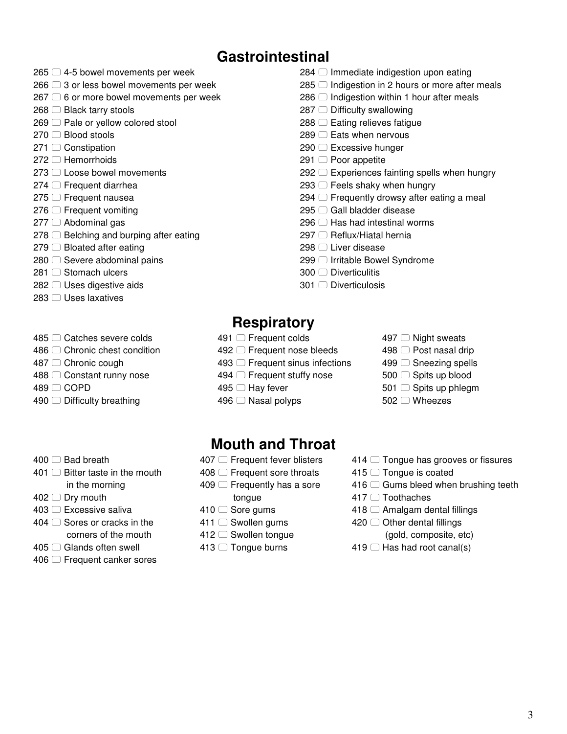## Gastrointestinal

- 265 ☐ 4-5 bowel movements per week
- 266 ☐ 3 or less bowel movements per week
- 267 ☐ 6 or more bowel movements per week
- 268 ☐ Black tarry stools
- 269 ☐ Pale or yellow colored stool
- 270 ☐ Blood stools
- 271 ☐ Constipation
- 272 ☐ Hemorrhoids
- 273 ☐ Loose bowel movements
- 274 ☐ Frequent diarrhea
- 275 ☐ Frequent nausea
- 276 ☐ Frequent vomiting
- 277 ☐ Abdominal gas
- 278 ☐ Belching and burping after eating
- 279 ☐ Bloated after eating
- 280 ☐ Severe abdominal pains
- 281 ☐ Stomach ulcers
- 282 ☐ Uses digestive aids
- 283 ☐ Uses laxatives
- 284 ☐ Immediate indigestion upon eating
- 285 ☐ Indigestion in 2 hours or more after meals
- 286 ☐ Indigestion within 1 hour after meals
- 287 ☐ Difficulty swallowing
- 288 ☐ Eating relieves fatigue
- 289 ☐ Eats when nervous
- 290 ☐ Excessive hunger
- 291 ☐ Poor appetite
- 292 ☐ Experiences fainting spells when hungry
- 293 ☐ Feels shaky when hungry
- 294 ☐ Frequently drowsy after eating a meal
- 295 ☐ Gall bladder disease
- 296 ☐ Has had intestinal worms
- 297 ☐ Reflux/Hiatal hernia
- 298 ☐ Liver disease
- 299 ☐ Irritable Bowel Syndrome
- 300 ☐ Diverticulitis
- 301 ☐ Diverticulosis

## Respiratory

- 485 ☐ Catches severe colds
- 486 ☐ Chronic chest condition
- 487 ☐ Chronic cough
- 488 ☐ Constant runny nose
- 489 ☐ COPD
- 490 ☐ Difficulty breathing
- 491 ☐ Frequent colds
- 492 ☐ Frequent nose bleeds
- 493 ☐ Frequent sinus infections
- 494 ☐ Frequent stuffy nose
- 495 ☐ Hay fever
- 496 ☐ Nasal polyps
- 497 ☐ Night sweats
- 498 ☐ Post nasal drip
- 499 ☐ Sneezing spells
- 500 ☐ Spits up blood
- 501 ☐ Spits up phlegm
- 502 ☐ Wheezes

## Mouth and Throat

- 400 ☐ Bad breath
- 401 ☐ Bitter taste in the mouth in the morning
- 402 ☐ Dry mouth
- 403 ☐ Excessive saliva
- 404 ☐ Sores or cracks in the corners of the mouth
- 405 ☐ Glands often swell
- 406 ☐ Frequent canker sores
- 407 ☐ Frequent fever blisters
- 408 ☐ Frequent sore throats
- 409 ☐ Frequently has a sore tongue
- 410 ☐ Sore gums
- 411 ☐ Swollen gums
- 412 ☐ Swollen tongue
- 413 ☐ Tongue burns
- 414 ☐ Tongue has grooves or fissures
- 415 ☐ Tongue is coated
- 416 ☐ Gums bleed when brushing teeth
- 417 ☐ Toothaches
- 418 ☐ Amalgam dental fillings
- 420 ☐ Other dental fillings (gold, composite, etc)
- 419 ☐ Has had root canal(s)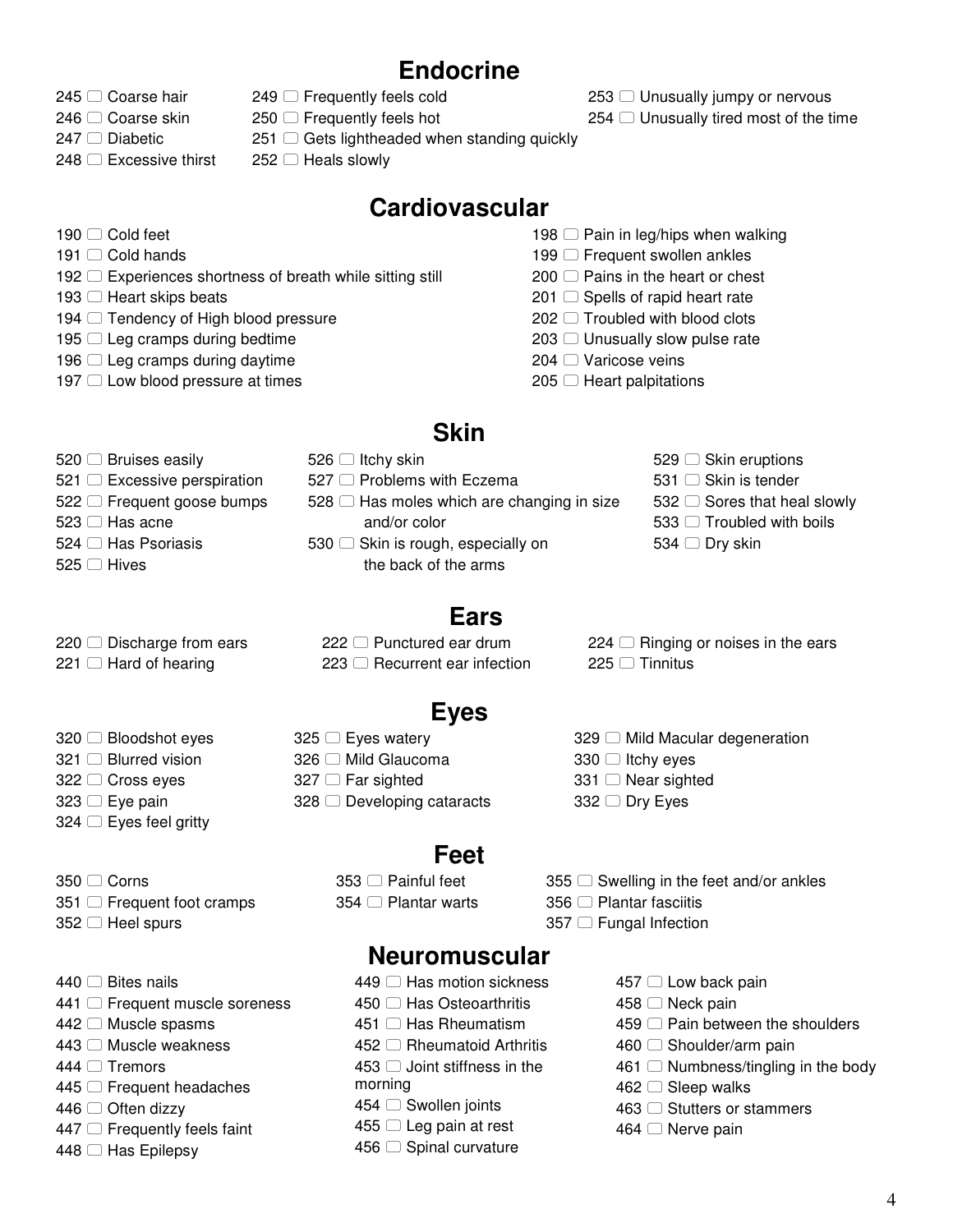## Endocrine

- 245 ▢ Coarse hair
- 246 ▢ Coarse skin
- 247 ▢ Diabetic
- 248 ▢ Excessive thirst
- 249 ▢ Frequently feels cold
- 250 ▢ Frequently feels hot
- 251 ▢ Gets lightheaded when standing quickly
- 252 ▢ Heals slowly
- 253 ▢ Unusually jumpy or nervous
- 254 ▢ Unusually tired most of the time

## Cardiovascular

- 190 ▢ Cold feet
- 191 ▢ Cold hands
- 192 ▢ Experiences shortness of breath while sitting still
- 193 ▢ Heart skips beats
- 194 ▢ Tendency of High blood pressure
- 195 ▢ Leg cramps during bedtime
- 196 ▢ Leg cramps during daytime
- 197 ▢ Low blood pressure at times
- 198 ▢ Pain in leg/hips when walking
- 199 ▢ Frequent swollen ankles
- 200 ▢ Pains in the heart or chest
- 201 ▢ Spells of rapid heart rate
- 202 ▢ Troubled with blood clots
- 203 ▢ Unusually slow pulse rate
- 204 ▢ Varicose veins
- 205 ▢ Heart palpitations

## Skin

- 520 ▢ Bruises easily
- 521 ▢ Excessive perspiration
- 522 ▢ Frequent goose bumps
- 523 ▢ Has acne
- 524 ▢ Has Psoriasis
- 525 ▢ Hives
- 526 ▢ Itchy skin
- 527 ▢ Problems with Eczema
- 528 ▢ Has moles which are changing in size and/or color
- 530 ▢ Skin is rough, especially on the back of the arms
- 529 ▢ Skin eruptions
- 531 ▢ Skin is tender
- 532 ▢ Sores that heal slowly
- 533 ▢ Troubled with boils
- 534 ▢ Dry skin

## Ears

- 220 ▢ Discharge from ears
- 221 ▢ Hard of hearing
- 222 ▢ Punctured ear drum
- 223 ▢ Recurrent ear infection
- 224 ▢ Ringing or noises in the ears
- 225 ▢ Tinnitus

## Eyes

- 320 ▢ Bloodshot eyes
- 321 ▢ Blurred vision
- 322 ▢ Cross eyes
- 323 ▢ Eye pain
- 324 ▢ Eyes feel gritty
- 325 ▢ Eyes watery
- 326 ▢ Mild Glaucoma
- 327 ▢ Far sighted
- 328 ▢ Developing cataracts
- 329 ▢ Mild Macular degeneration
- 330 ▢ Itchy eyes
- 331 ▢ Near sighted
- 332 ▢ Dry Eyes

## Feet

- 350 ▢ Corns
- 351 ▢ Frequent foot cramps
- 352 ▢ Heel spurs
- 353 ▢ Painful feet
- 354 ▢ Plantar warts
- 355 ▢ Swelling in the feet and/or ankles
- 356 ▢ Plantar fasciitis
- 357 ▢ Fungal Infection

## Neuromuscular

- 440 ▢ Bites nails
- 441 ▢ Frequent muscle soreness
- 442 ▢ Muscle spasms
- 443 ▢ Muscle weakness
- 444 ▢ Tremors
- 445 ▢ Frequent headaches
- 446 ▢ Often dizzy
- 447 ▢ Frequently feels faint
- 448 ▢ Has Epilepsy
- 449 ▢ Has motion sickness
- 450 ▢ Has Osteoarthritis
- 451 ▢ Has Rheumatism
- 452 ▢ Rheumatoid Arthritis
- 453 ▢ Joint stiffness in the morning
- 454 ▢ Swollen joints
- 455 ▢ Leg pain at rest
- 456 ▢ Spinal curvature
- 457 ▢ Low back pain
- 458 ▢ Neck pain
- 459 ▢ Pain between the shoulders
- 460 ▢ Shoulder/arm pain
- 461 ▢ Numbness/tingling in the body
- 462 ▢ Sleep walks
- 463 ▢ Stutters or stammers
- 464 ▢ Nerve pain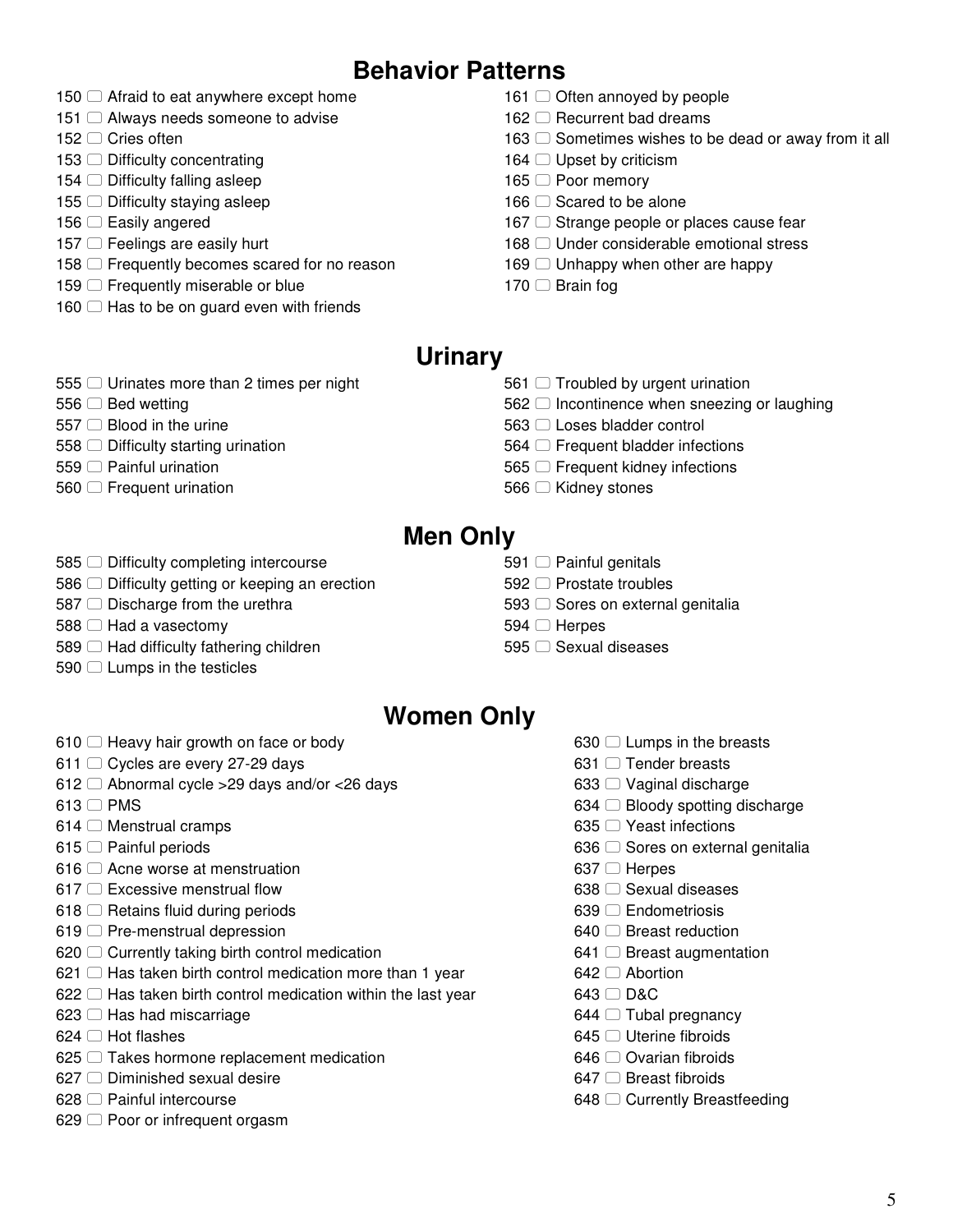## Behavior Patterns

- 150 ☐ Afraid to eat anywhere except home
- 151 ☐ Always needs someone to advise
- 152 ☐ Cries often
- 153 ☐ Difficulty concentrating
- 154 ☐ Difficulty falling asleep
- 155 ☐ Difficulty staying asleep
- 156 ☐ Easily angered
- 157 ☐ Feelings are easily hurt
- 158 ☐ Frequently becomes scared for no reason
- 159 ☐ Frequently miserable or blue
- 160 ☐ Has to be on guard even with friends
- 161 ☐ Often annoyed by people
- 162 ☐ Recurrent bad dreams
- 163 ☐ Sometimes wishes to be dead or away from it all
- 164 ☐ Upset by criticism
- 165 ☐ Poor memory
- 166 ☐ Scared to be alone
- 167 ☐ Strange people or places cause fear
- 168 ☐ Under considerable emotional stress
- 169 ☐ Unhappy when other are happy
- 170 ☐ Brain fog

## Urinary

- 555 ☐ Urinates more than 2 times per night
- 556 ☐ Bed wetting
- 557 ☐ Blood in the urine
- 558 ☐ Difficulty starting urination
- 559 ☐ Painful urination
- 560 ☐ Frequent urination
- 561 ☐ Troubled by urgent urination
- 562 ☐ Incontinence when sneezing or laughing
- 563 ☐ Loses bladder control
- 564 ☐ Frequent bladder infections
- 565 ☐ Frequent kidney infections
- 566 ☐ Kidney stones

## Men Only

- 585 ☐ Difficulty completing intercourse
- 586 ☐ Difficulty getting or keeping an erection
- 587 ☐ Discharge from the urethra
- 588 ☐ Had a vasectomy
- 589 ☐ Had difficulty fathering children
- 590 ☐ Lumps in the testicles
- 591 ☐ Painful genitals
- 592 ☐ Prostate troubles
- 593 ☐ Sores on external genitalia
- 594 ☐ Herpes
- 595 ☐ Sexual diseases

## Women Only

- 610 ☐ Heavy hair growth on face or body
- 611 ☐ Cycles are every 27-29 days
- 612 ☐ Abnormal cycle >29 days and/or <26 days
- 613 ☐ PMS
- 614 ☐ Menstrual cramps
- 615 ☐ Painful periods
- 616 ☐ Acne worse at menstruation
- 617 ☐ Excessive menstrual flow
- 618 ☐ Retains fluid during periods
- 619 ☐ Pre-menstrual depression
- 620 ☐ Currently taking birth control medication
- 621 ☐ Has taken birth control medication more than 1 year
- 622 ☐ Has taken birth control medication within the last year
- 623 ☐ Has had miscarriage
- 624 ☐ Hot flashes
- 625 ☐ Takes hormone replacement medication
- 627 ☐ Diminished sexual desire
- 628 ☐ Painful intercourse
- 629 ☐ Poor or infrequent orgasm
- 630 ☐ Lumps in the breasts
- 631 ☐ Tender breasts
- 633 ☐ Vaginal discharge
- 634 ☐ Bloody spotting discharge
- 635 ☐ Yeast infections
- 636 ☐ Sores on external genitalia
- 637 ☐ Herpes
- 638 ☐ Sexual diseases
- 639 ☐ Endometriosis
- 640 ☐ Breast reduction
- 641 ☐ Breast augmentation
- 642 ☐ Abortion
- 643 ☐ D&C
- 644 ☐ Tubal pregnancy
- 645 ☐ Uterine fibroids
- 646 ☐ Ovarian fibroids
- 647 ☐ Breast fibroids
- 648 ☐ Currently Breastfeeding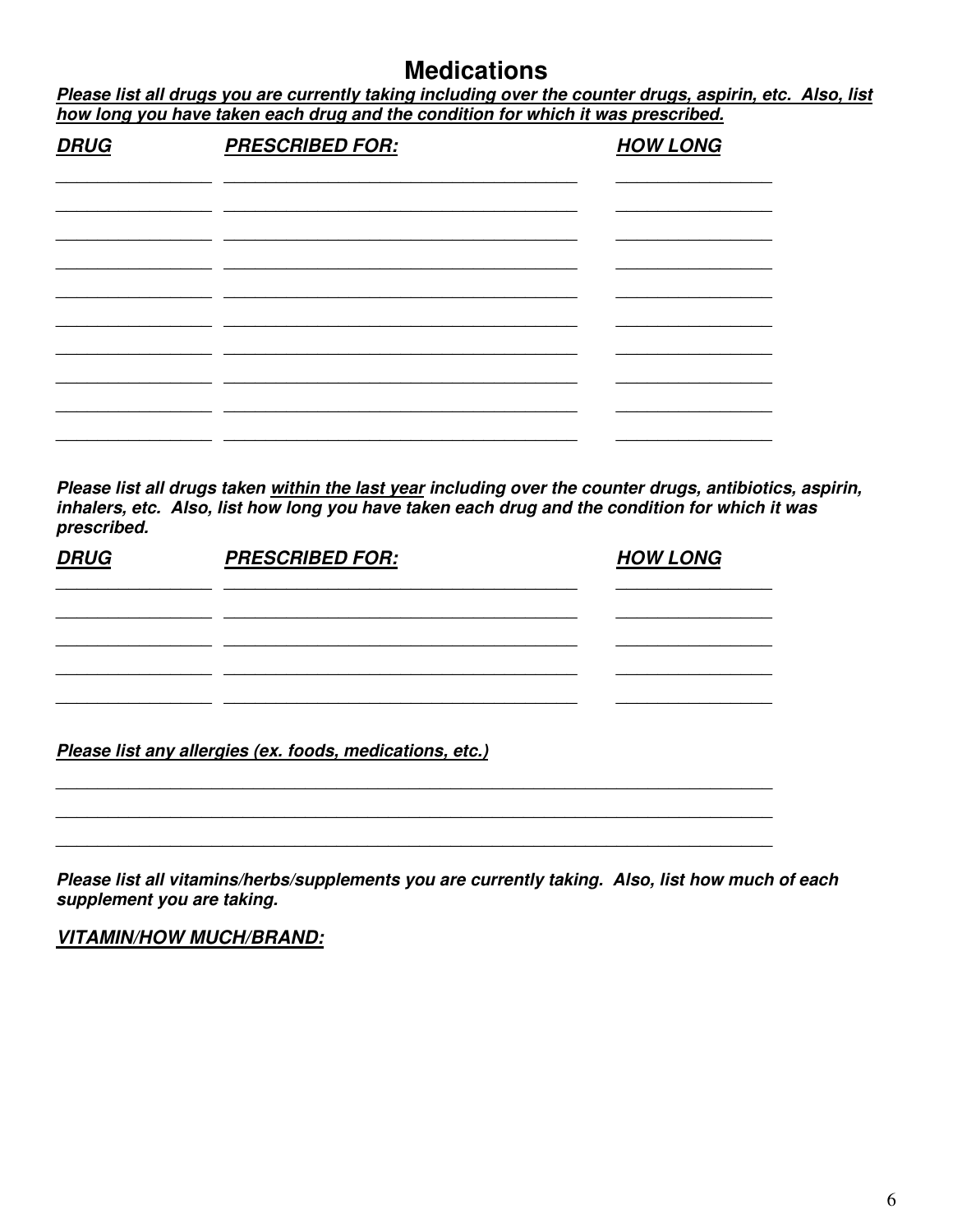# Medications

***Please list all drugs you are currently taking including over the counter drugs, aspirin, etc. Also, list how long you have taken each drug and the condition for which it was prescribed.***

| ***DRUG*** | ***PRESCRIBED FOR:*** | ***HOW LONG*** |
| --- | --- | --- |
| | | |
| | | |
| | | |
| | | |
| | | |
| | | |
| | | |
| | | |
| | | |
| | | |

***Please list all drugs taken within the last year including over the counter drugs, antibiotics, aspirin, inhalers, etc. Also, list how long you have taken each drug and the condition for which it was prescribed.***

| ***DRUG*** | ***PRESCRIBED FOR:*** | ***HOW LONG*** |
| --- | --- | --- |
| | | |
| | | |
| | | |
| | | |
| | | |

***Please list any allergies (ex. foods, medications, etc.)***

______________________________________________________________________________

______________________________________________________________________________

______________________________________________________________________________

***Please list all vitamins/herbs/supplements you are currently taking. Also, list how much of each supplement you are taking.***

***VITAMIN/HOW MUCH/BRAND:***